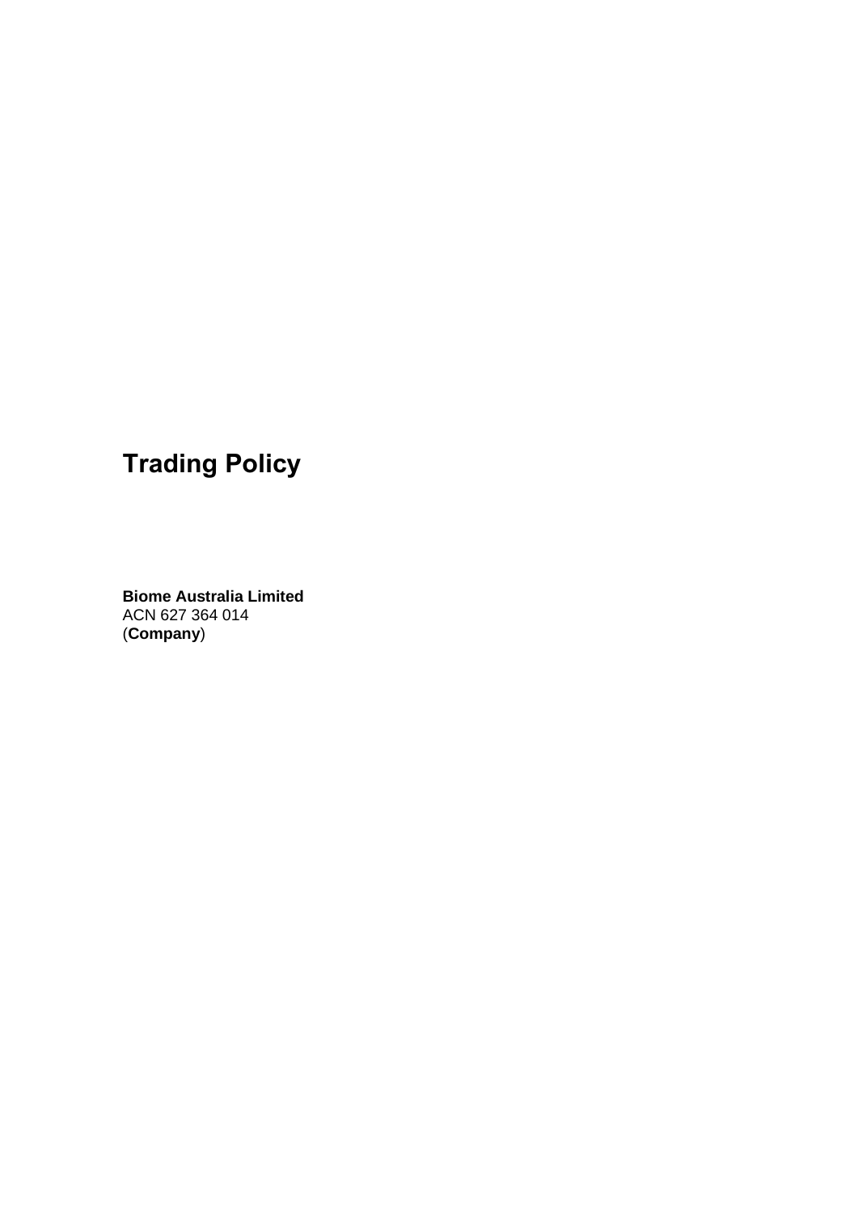# Trading Policy

**Biome Australia Limited**
ACN 627 364 014
(**Company**)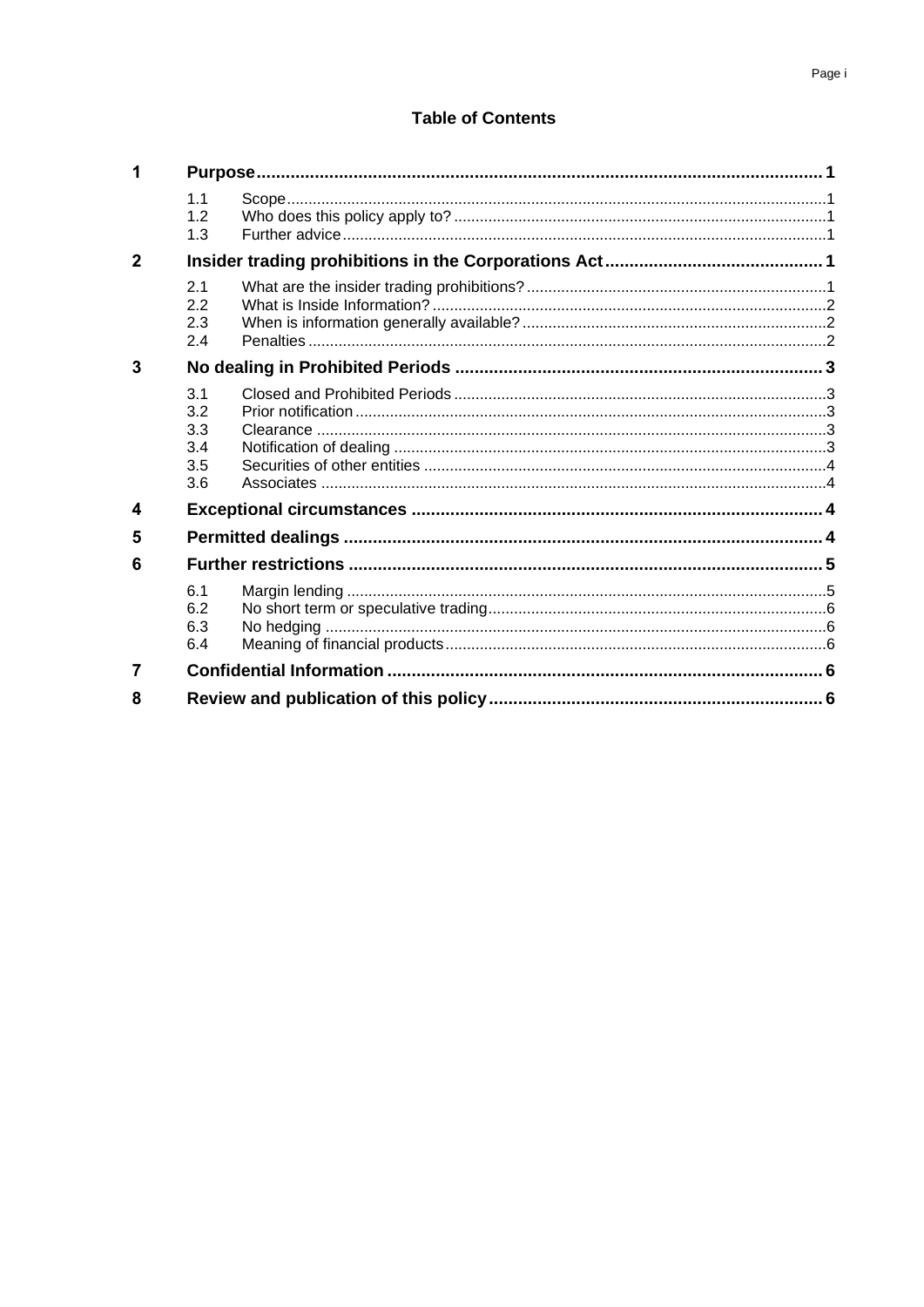# Table of Contents

| | | | |
|---|---|---|---|
| **1** | **Purpose** | | **1** |
| | 1.1 | Scope | 1 |
| | 1.2 | Who does this policy apply to? | 1 |
| | 1.3 | Further advice | 1 |
| **2** | **Insider trading prohibitions in the Corporations Act** | | **1** |
| | 2.1 | What are the insider trading prohibitions? | 1 |
| | 2.2 | What is Inside Information? | 2 |
| | 2.3 | When is information generally available? | 2 |
| | 2.4 | Penalties | 2 |
| **3** | **No dealing in Prohibited Periods** | | **3** |
| | 3.1 | Closed and Prohibited Periods | 3 |
| | 3.2 | Prior notification | 3 |
| | 3.3 | Clearance | 3 |
| | 3.4 | Notification of dealing | 3 |
| | 3.5 | Securities of other entities | 4 |
| | 3.6 | Associates | 4 |
| **4** | **Exceptional circumstances** | | **4** |
| **5** | **Permitted dealings** | | **4** |
| **6** | **Further restrictions** | | **5** |
| | 6.1 | Margin lending | 5 |
| | 6.2 | No short term or speculative trading | 6 |
| | 6.3 | No hedging | 6 |
| | 6.4 | Meaning of financial products | 6 |
| **7** | **Confidential Information** | | **6** |
| **8** | **Review and publication of this policy** | | **6** |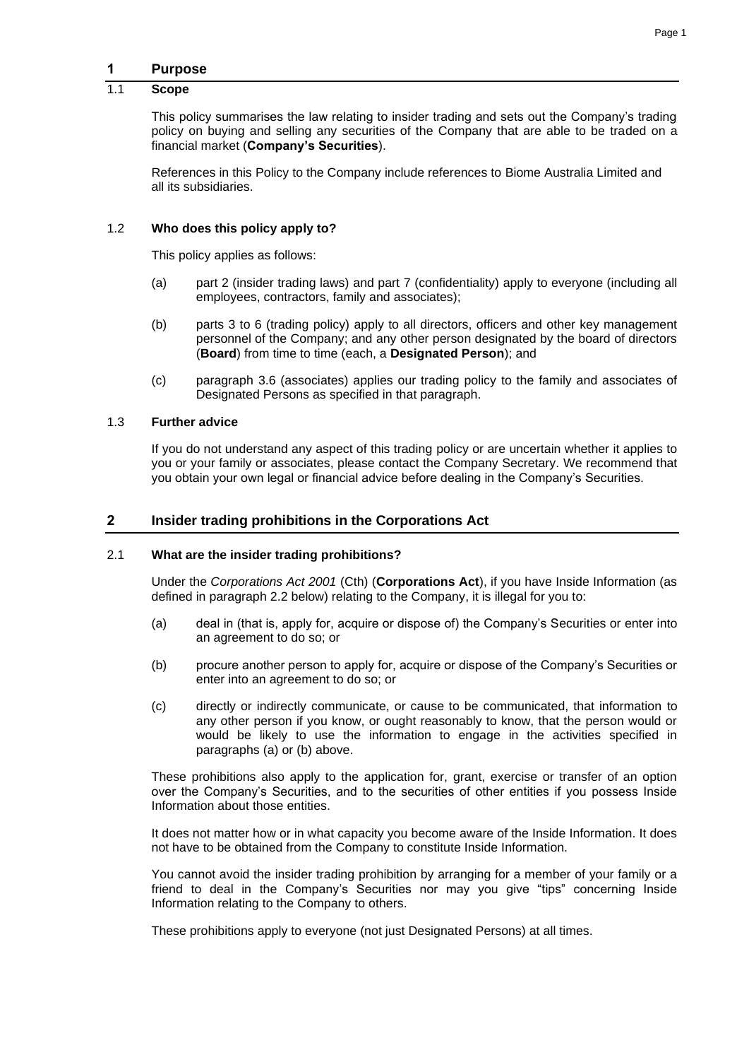# 1 Purpose

## 1.1 Scope

This policy summarises the law relating to insider trading and sets out the Company's trading policy on buying and selling any securities of the Company that are able to be traded on a financial market (**Company's Securities**).

References in this Policy to the Company include references to Biome Australia Limited and all its subsidiaries.

## 1.2 Who does this policy apply to?

This policy applies as follows:

(a) part 2 (insider trading laws) and part 7 (confidentiality) apply to everyone (including all employees, contractors, family and associates);

(b) parts 3 to 6 (trading policy) apply to all directors, officers and other key management personnel of the Company; and any other person designated by the board of directors (**Board**) from time to time (each, a **Designated Person**); and

(c) paragraph 3.6 (associates) applies our trading policy to the family and associates of Designated Persons as specified in that paragraph.

## 1.3 Further advice

If you do not understand any aspect of this trading policy or are uncertain whether it applies to you or your family or associates, please contact the Company Secretary. We recommend that you obtain your own legal or financial advice before dealing in the Company's Securities.

# 2 Insider trading prohibitions in the Corporations Act

## 2.1 What are the insider trading prohibitions?

Under the *Corporations Act 2001* (Cth) (**Corporations Act**), if you have Inside Information (as defined in paragraph 2.2 below) relating to the Company, it is illegal for you to:

(a) deal in (that is, apply for, acquire or dispose of) the Company's Securities or enter into an agreement to do so; or

(b) procure another person to apply for, acquire or dispose of the Company's Securities or enter into an agreement to do so; or

(c) directly or indirectly communicate, or cause to be communicated, that information to any other person if you know, or ought reasonably to know, that the person would or would be likely to use the information to engage in the activities specified in paragraphs (a) or (b) above.

These prohibitions also apply to the application for, grant, exercise or transfer of an option over the Company's Securities, and to the securities of other entities if you possess Inside Information about those entities.

It does not matter how or in what capacity you become aware of the Inside Information. It does not have to be obtained from the Company to constitute Inside Information.

You cannot avoid the insider trading prohibition by arranging for a member of your family or a friend to deal in the Company's Securities nor may you give "tips" concerning Inside Information relating to the Company to others.

These prohibitions apply to everyone (not just Designated Persons) at all times.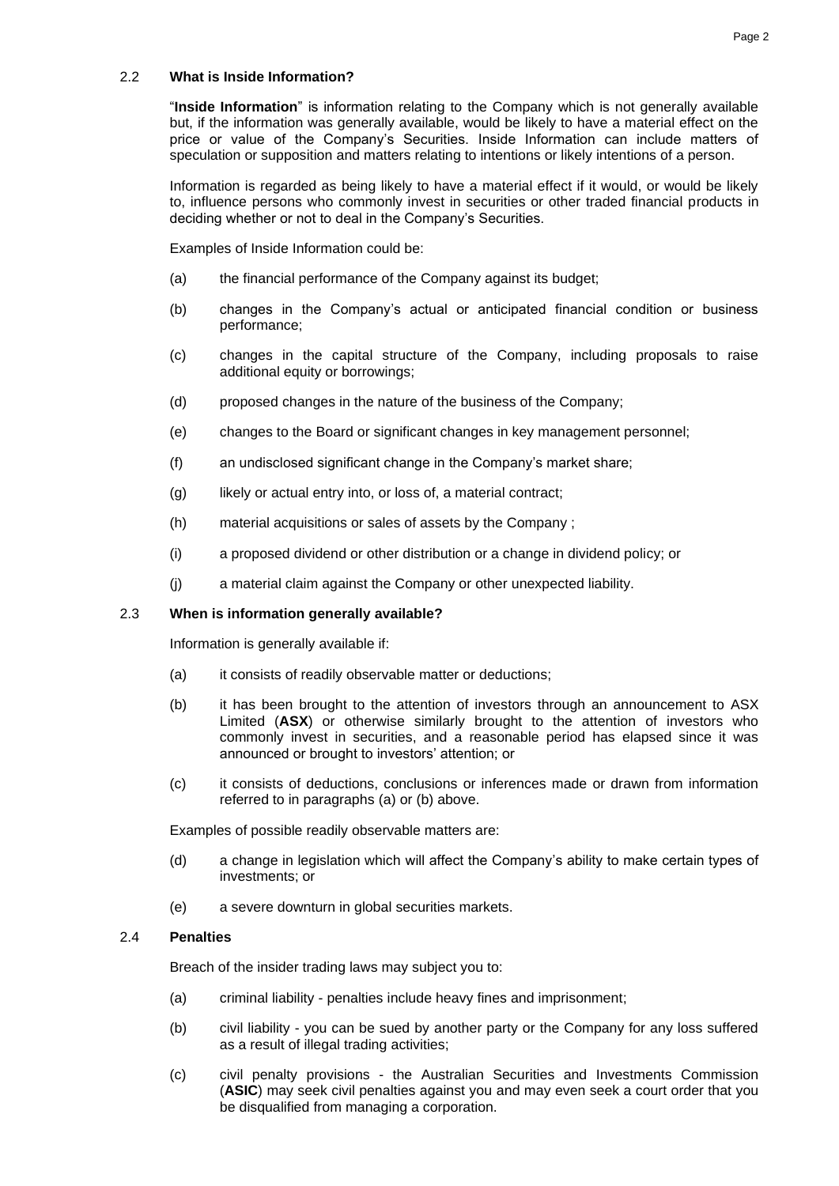### 2.2 **What is Inside Information?**

"**Inside Information**" is information relating to the Company which is not generally available but, if the information was generally available, would be likely to have a material effect on the price or value of the Company's Securities. Inside Information can include matters of speculation or supposition and matters relating to intentions or likely intentions of a person.

Information is regarded as being likely to have a material effect if it would, or would be likely to, influence persons who commonly invest in securities or other traded financial products in deciding whether or not to deal in the Company's Securities.

Examples of Inside Information could be:

(a) the financial performance of the Company against its budget;

(b) changes in the Company's actual or anticipated financial condition or business performance;

(c) changes in the capital structure of the Company, including proposals to raise additional equity or borrowings;

(d) proposed changes in the nature of the business of the Company;

(e) changes to the Board or significant changes in key management personnel;

(f) an undisclosed significant change in the Company's market share;

(g) likely or actual entry into, or loss of, a material contract;

(h) material acquisitions or sales of assets by the Company ;

(i) a proposed dividend or other distribution or a change in dividend policy; or

(j) a material claim against the Company or other unexpected liability.

### 2.3 **When is information generally available?**

Information is generally available if:

(a) it consists of readily observable matter or deductions;

(b) it has been brought to the attention of investors through an announcement to ASX Limited (**ASX**) or otherwise similarly brought to the attention of investors who commonly invest in securities, and a reasonable period has elapsed since it was announced or brought to investors' attention; or

(c) it consists of deductions, conclusions or inferences made or drawn from information referred to in paragraphs (a) or (b) above.

Examples of possible readily observable matters are:

(d) a change in legislation which will affect the Company's ability to make certain types of investments; or

(e) a severe downturn in global securities markets.

### 2.4 **Penalties**

Breach of the insider trading laws may subject you to:

(a) criminal liability - penalties include heavy fines and imprisonment;

(b) civil liability - you can be sued by another party or the Company for any loss suffered as a result of illegal trading activities;

(c) civil penalty provisions - the Australian Securities and Investments Commission (**ASIC**) may seek civil penalties against you and may even seek a court order that you be disqualified from managing a corporation.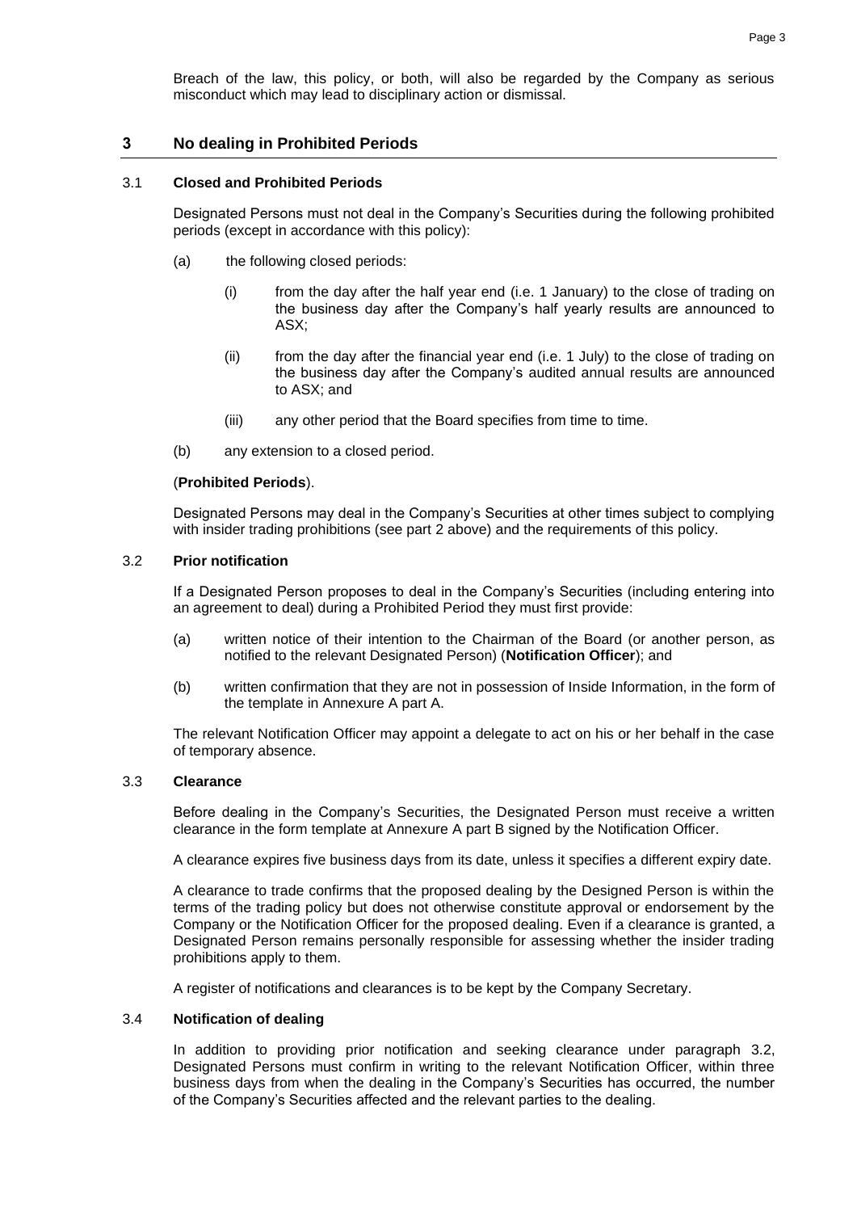Breach of the law, this policy, or both, will also be regarded by the Company as serious misconduct which may lead to disciplinary action or dismissal.

## 3 No dealing in Prohibited Periods

### 3.1 Closed and Prohibited Periods

Designated Persons must not deal in the Company's Securities during the following prohibited periods (except in accordance with this policy):

(a) the following closed periods:

(i) from the day after the half year end (i.e. 1 January) to the close of trading on the business day after the Company's half yearly results are announced to ASX;

(ii) from the day after the financial year end (i.e. 1 July) to the close of trading on the business day after the Company's audited annual results are announced to ASX; and

(iii) any other period that the Board specifies from time to time.

(b) any extension to a closed period.

(**Prohibited Periods**).

Designated Persons may deal in the Company's Securities at other times subject to complying with insider trading prohibitions (see part 2 above) and the requirements of this policy.

### 3.2 Prior notification

If a Designated Person proposes to deal in the Company's Securities (including entering into an agreement to deal) during a Prohibited Period they must first provide:

(a) written notice of their intention to the Chairman of the Board (or another person, as notified to the relevant Designated Person) (**Notification Officer**); and

(b) written confirmation that they are not in possession of Inside Information, in the form of the template in Annexure A part A.

The relevant Notification Officer may appoint a delegate to act on his or her behalf in the case of temporary absence.

### 3.3 Clearance

Before dealing in the Company's Securities, the Designated Person must receive a written clearance in the form template at Annexure A part B signed by the Notification Officer.

A clearance expires five business days from its date, unless it specifies a different expiry date.

A clearance to trade confirms that the proposed dealing by the Designed Person is within the terms of the trading policy but does not otherwise constitute approval or endorsement by the Company or the Notification Officer for the proposed dealing. Even if a clearance is granted, a Designated Person remains personally responsible for assessing whether the insider trading prohibitions apply to them.

A register of notifications and clearances is to be kept by the Company Secretary.

### 3.4 Notification of dealing

In addition to providing prior notification and seeking clearance under paragraph 3.2, Designated Persons must confirm in writing to the relevant Notification Officer, within three business days from when the dealing in the Company's Securities has occurred, the number of the Company's Securities affected and the relevant parties to the dealing.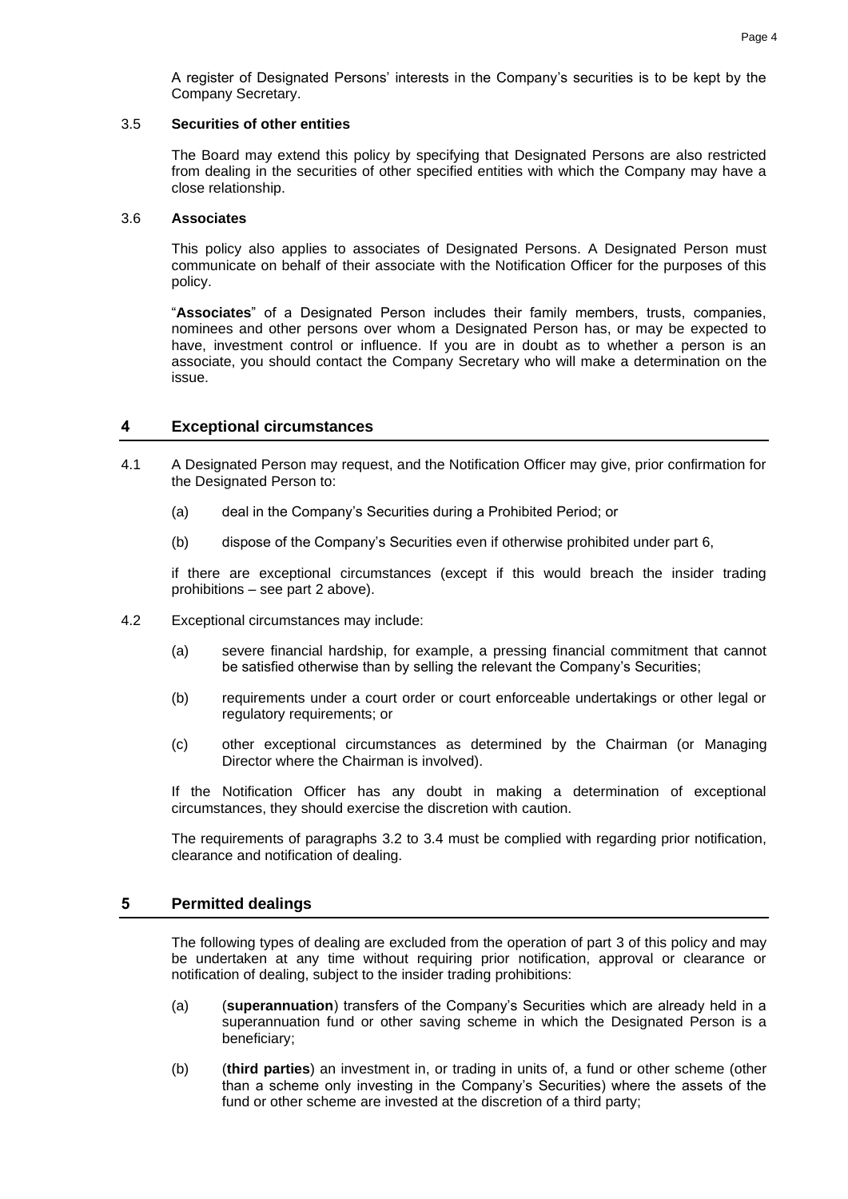A register of Designated Persons' interests in the Company's securities is to be kept by the Company Secretary.

### 3.5 Securities of other entities

The Board may extend this policy by specifying that Designated Persons are also restricted from dealing in the securities of other specified entities with which the Company may have a close relationship.

### 3.6 Associates

This policy also applies to associates of Designated Persons. A Designated Person must communicate on behalf of their associate with the Notification Officer for the purposes of this policy.

"**Associates**" of a Designated Person includes their family members, trusts, companies, nominees and other persons over whom a Designated Person has, or may be expected to have, investment control or influence. If you are in doubt as to whether a person is an associate, you should contact the Company Secretary who will make a determination on the issue.

## 4 Exceptional circumstances

4.1 A Designated Person may request, and the Notification Officer may give, prior confirmation for the Designated Person to:

(a) deal in the Company's Securities during a Prohibited Period; or

(b) dispose of the Company's Securities even if otherwise prohibited under part 6,

if there are exceptional circumstances (except if this would breach the insider trading prohibitions – see part 2 above).

4.2 Exceptional circumstances may include:

(a) severe financial hardship, for example, a pressing financial commitment that cannot be satisfied otherwise than by selling the relevant the Company's Securities;

(b) requirements under a court order or court enforceable undertakings or other legal or regulatory requirements; or

(c) other exceptional circumstances as determined by the Chairman (or Managing Director where the Chairman is involved).

If the Notification Officer has any doubt in making a determination of exceptional circumstances, they should exercise the discretion with caution.

The requirements of paragraphs 3.2 to 3.4 must be complied with regarding prior notification, clearance and notification of dealing.

## 5 Permitted dealings

The following types of dealing are excluded from the operation of part 3 of this policy and may be undertaken at any time without requiring prior notification, approval or clearance or notification of dealing, subject to the insider trading prohibitions:

(a) (**superannuation**) transfers of the Company's Securities which are already held in a superannuation fund or other saving scheme in which the Designated Person is a beneficiary;

(b) (**third parties**) an investment in, or trading in units of, a fund or other scheme (other than a scheme only investing in the Company's Securities) where the assets of the fund or other scheme are invested at the discretion of a third party;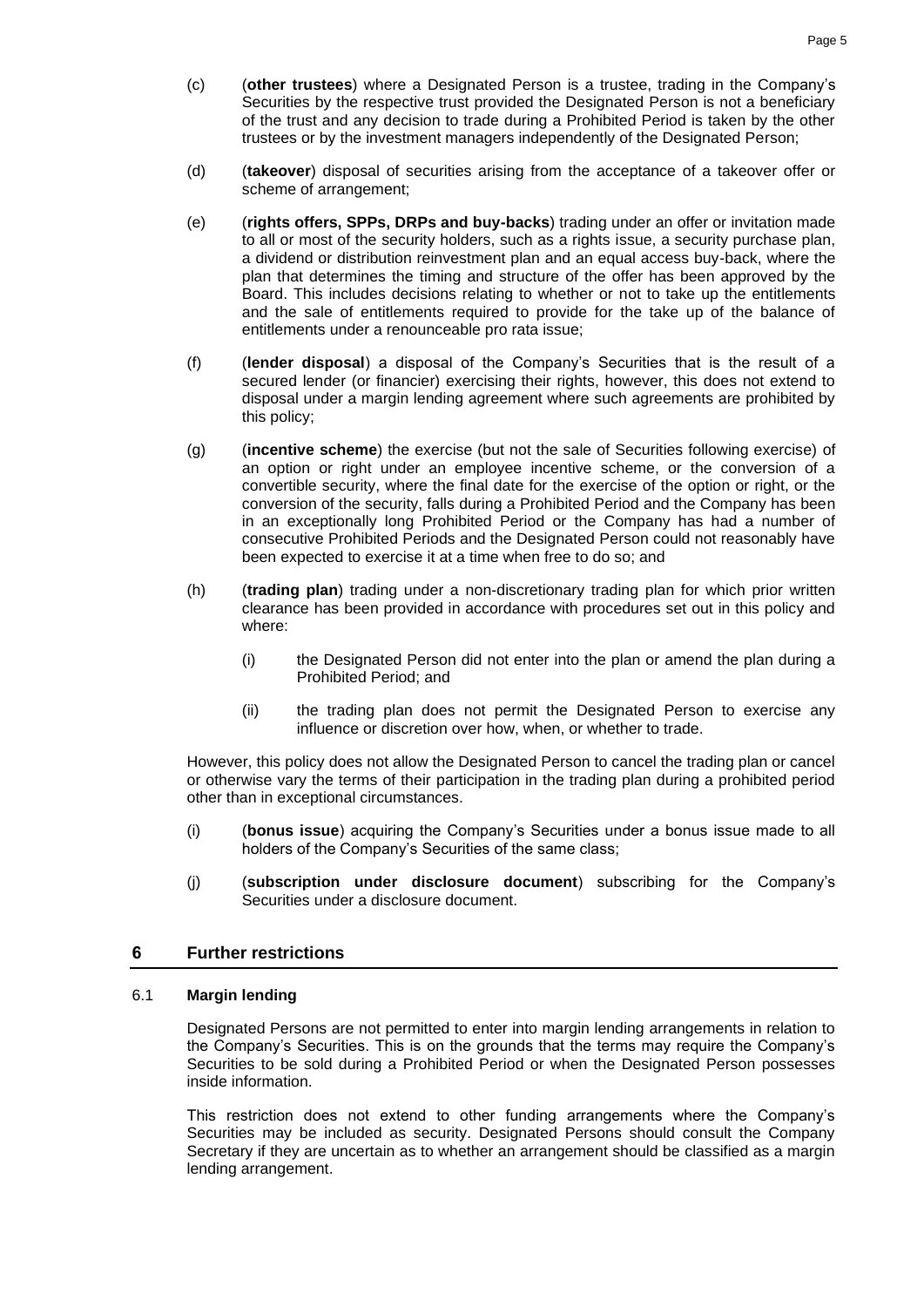(c) (**other trustees**) where a Designated Person is a trustee, trading in the Company's Securities by the respective trust provided the Designated Person is not a beneficiary of the trust and any decision to trade during a Prohibited Period is taken by the other trustees or by the investment managers independently of the Designated Person;

(d) (**takeover**) disposal of securities arising from the acceptance of a takeover offer or scheme of arrangement;

(e) (**rights offers, SPPs, DRPs and buy-backs**) trading under an offer or invitation made to all or most of the security holders, such as a rights issue, a security purchase plan, a dividend or distribution reinvestment plan and an equal access buy-back, where the plan that determines the timing and structure of the offer has been approved by the Board. This includes decisions relating to whether or not to take up the entitlements and the sale of entitlements required to provide for the take up of the balance of entitlements under a renounceable pro rata issue;

(f) (**lender disposal**) a disposal of the Company's Securities that is the result of a secured lender (or financier) exercising their rights, however, this does not extend to disposal under a margin lending agreement where such agreements are prohibited by this policy;

(g) (**incentive scheme**) the exercise (but not the sale of Securities following exercise) of an option or right under an employee incentive scheme, or the conversion of a convertible security, where the final date for the exercise of the option or right, or the conversion of the security, falls during a Prohibited Period and the Company has been in an exceptionally long Prohibited Period or the Company has had a number of consecutive Prohibited Periods and the Designated Person could not reasonably have been expected to exercise it at a time when free to do so; and

(h) (**trading plan**) trading under a non-discretionary trading plan for which prior written clearance has been provided in accordance with procedures set out in this policy and where:

   (i) the Designated Person did not enter into the plan or amend the plan during a Prohibited Period; and

   (ii) the trading plan does not permit the Designated Person to exercise any influence or discretion over how, when, or whether to trade.

However, this policy does not allow the Designated Person to cancel the trading plan or cancel or otherwise vary the terms of their participation in the trading plan during a prohibited period other than in exceptional circumstances.

(i) (**bonus issue**) acquiring the Company's Securities under a bonus issue made to all holders of the Company's Securities of the same class;

(j) (**subscription under disclosure document**) subscribing for the Company's Securities under a disclosure document.

## 6 Further restrictions

### 6.1 Margin lending

Designated Persons are not permitted to enter into margin lending arrangements in relation to the Company's Securities. This is on the grounds that the terms may require the Company's Securities to be sold during a Prohibited Period or when the Designated Person possesses inside information.

This restriction does not extend to other funding arrangements where the Company's Securities may be included as security. Designated Persons should consult the Company Secretary if they are uncertain as to whether an arrangement should be classified as a margin lending arrangement.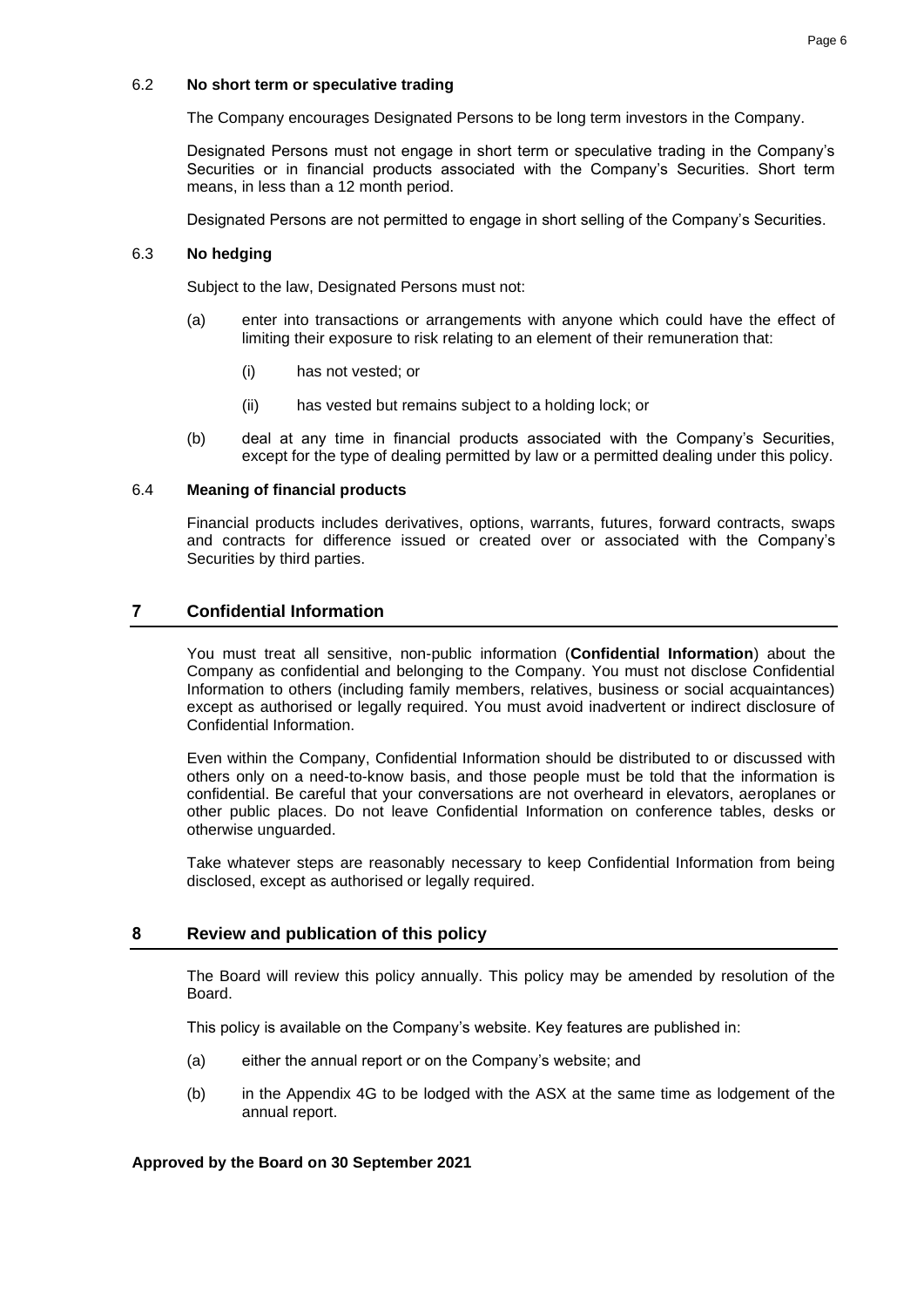### 6.2 No short term or speculative trading

The Company encourages Designated Persons to be long term investors in the Company.

Designated Persons must not engage in short term or speculative trading in the Company's Securities or in financial products associated with the Company's Securities. Short term means, in less than a 12 month period.

Designated Persons are not permitted to engage in short selling of the Company's Securities.

### 6.3 No hedging

Subject to the law, Designated Persons must not:

(a) enter into transactions or arrangements with anyone which could have the effect of limiting their exposure to risk relating to an element of their remuneration that:

(i) has not vested; or

(ii) has vested but remains subject to a holding lock; or

(b) deal at any time in financial products associated with the Company's Securities, except for the type of dealing permitted by law or a permitted dealing under this policy.

### 6.4 Meaning of financial products

Financial products includes derivatives, options, warrants, futures, forward contracts, swaps and contracts for difference issued or created over or associated with the Company's Securities by third parties.

## 7 Confidential Information

You must treat all sensitive, non-public information (**Confidential Information**) about the Company as confidential and belonging to the Company. You must not disclose Confidential Information to others (including family members, relatives, business or social acquaintances) except as authorised or legally required. You must avoid inadvertent or indirect disclosure of Confidential Information.

Even within the Company, Confidential Information should be distributed to or discussed with others only on a need-to-know basis, and those people must be told that the information is confidential. Be careful that your conversations are not overheard in elevators, aeroplanes or other public places. Do not leave Confidential Information on conference tables, desks or otherwise unguarded.

Take whatever steps are reasonably necessary to keep Confidential Information from being disclosed, except as authorised or legally required.

## 8 Review and publication of this policy

The Board will review this policy annually. This policy may be amended by resolution of the Board.

This policy is available on the Company's website. Key features are published in:

(a) either the annual report or on the Company's website; and

(b) in the Appendix 4G to be lodged with the ASX at the same time as lodgement of the annual report.

**Approved by the Board on 30 September 2021**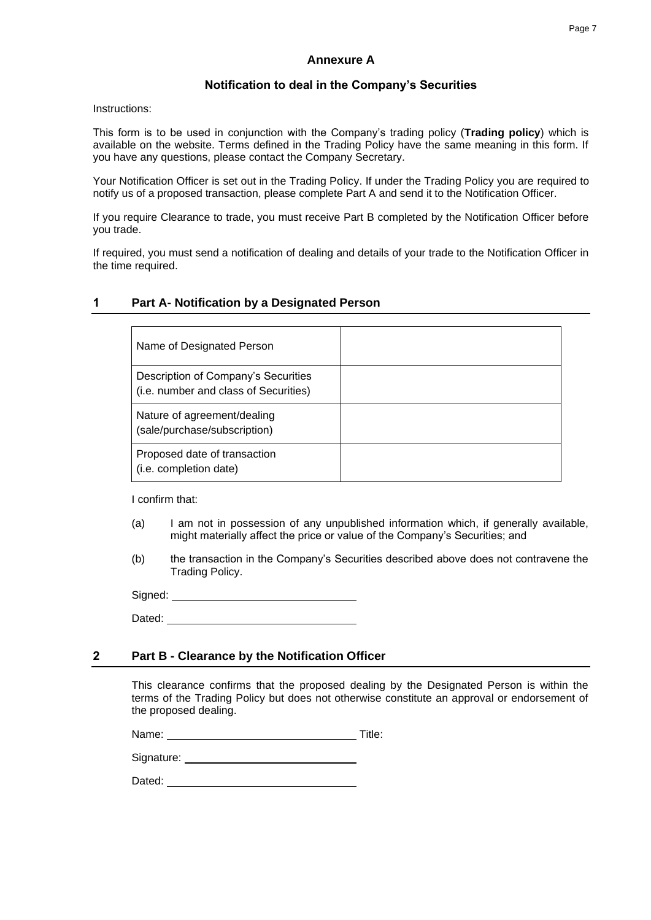# Annexure A

## Notification to deal in the Company's Securities

Instructions:

This form is to be used in conjunction with the Company's trading policy (**Trading policy**) which is available on the website. Terms defined in the Trading Policy have the same meaning in this form. If you have any questions, please contact the Company Secretary.

Your Notification Officer is set out in the Trading Policy. If under the Trading Policy you are required to notify us of a proposed transaction, please complete Part A and send it to the Notification Officer.

If you require Clearance to trade, you must receive Part B completed by the Notification Officer before you trade.

If required, you must send a notification of dealing and details of your trade to the Notification Officer in the time required.

## 1 Part A- Notification by a Designated Person

| | |
|---|---|
| Name of Designated Person | |
| Description of Company's Securities (i.e. number and class of Securities) | |
| Nature of agreement/dealing (sale/purchase/subscription) | |
| Proposed date of transaction (i.e. completion date) | |

I confirm that:

(a) I am not in possession of any unpublished information which, if generally available, might materially affect the price or value of the Company's Securities; and

(b) the transaction in the Company's Securities described above does not contravene the Trading Policy.

Signed: ______________________________

Dated: ______________________________

## 2 Part B - Clearance by the Notification Officer

This clearance confirms that the proposed dealing by the Designated Person is within the terms of the Trading Policy but does not otherwise constitute an approval or endorsement of the proposed dealing.

Name: ______________________________ Title:

Signature: ______________________________

Dated: ______________________________